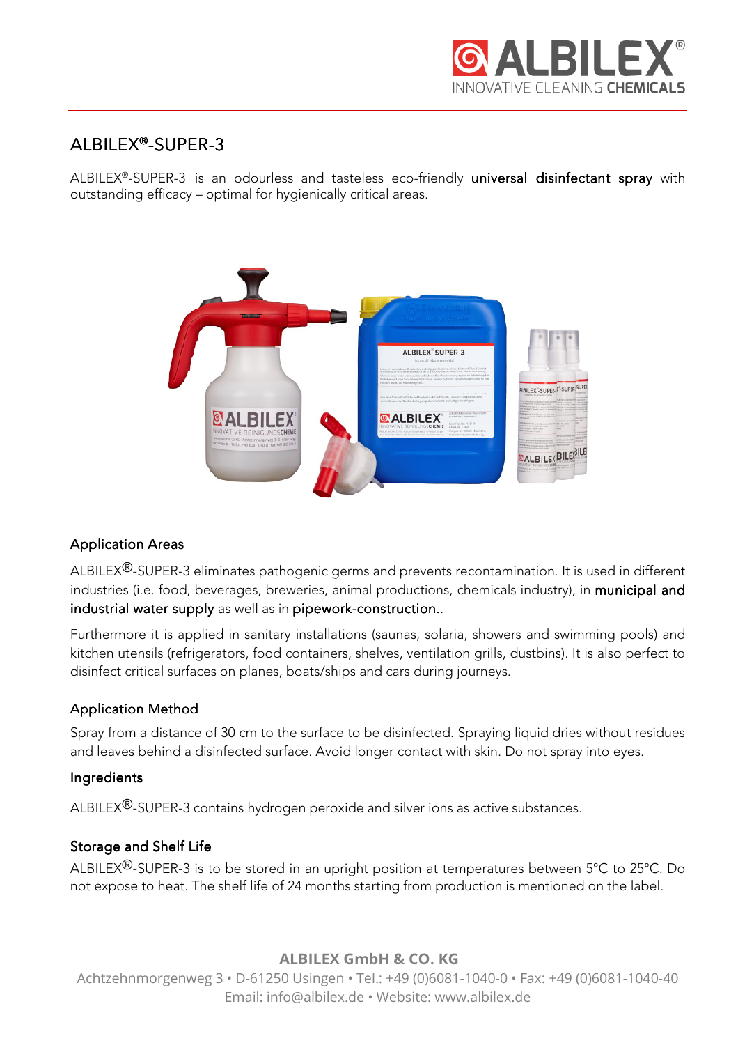# ALBILEX®-SUPER-3

ALBILEX®-SUPER-3 is an odourless and tasteless eco-friendly universal disinfectant spray with outstanding efficacy – optimal for hygienically critical areas.

## Application Areas

ALBILEX®-SUPER-3 eliminates pathogenic germs and prevents recontamination. It is used in different industries (i.e. food, beverages, breweries, animal productions, chemicals industry), in municipal and industrial water supply as well as in pipework-construction..

Furthermore it is applied in sanitary installations (saunas, solaria, showers and swimming pools) and kitchen utensils (refrigerators, food containers, shelves, ventilation grills, dustbins). It is also perfect to disinfect critical surfaces on planes, boats/ships and cars during journeys.

## Application Method

Spray from a distance of 30 cm to the surface to be disinfected. Spraying liquid dries without residues and leaves behind a disinfected surface. Avoid longer contact with skin. Do not spray into eyes.

## Ingredients

ALBILEX®-SUPER-3 contains hydrogen peroxide and silver ions as active substances.

## Storage and Shelf Life

ALBILEX®-SUPER-3 is to be stored in an upright position at temperatures between 5°C to 25°C. Do not expose to heat. The shelf life of 24 months starting from production is mentioned on the label.

**ALBILEX GmbH & CO. KG**
Achtzehnmorgenweg 3 • D-61250 Usingen • Tel.: +49 (0)6081-1040-0 • Fax: +49 (0)6081-1040-40
Email: info@albilex.de • Website: www.albilex.de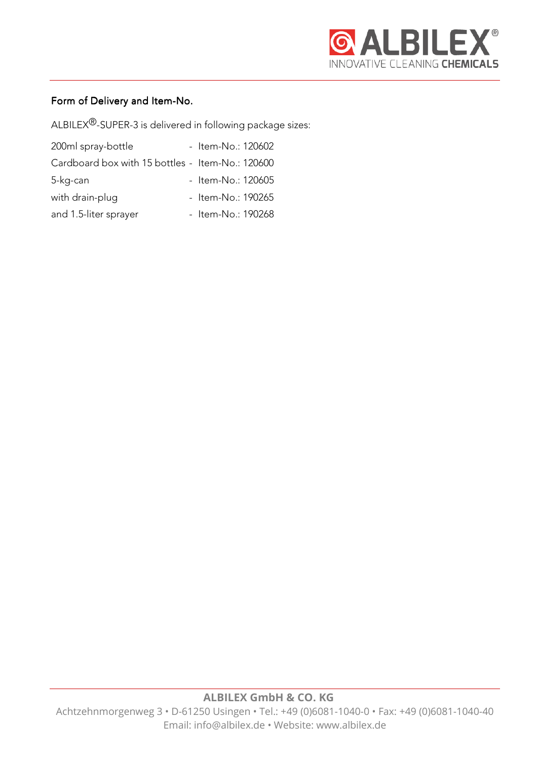## Form of Delivery and Item-No.

ALBILEX®-SUPER-3 is delivered in following package sizes:

| | |
|---|---|
| 200ml spray-bottle | - Item-No.: 120602 |
| Cardboard box with 15 bottles | - Item-No.: 120600 |
| 5-kg-can | - Item-No.: 120605 |
| with drain-plug | - Item-No.: 190265 |
| and 1.5-liter sprayer | - Item-No.: 190268 |